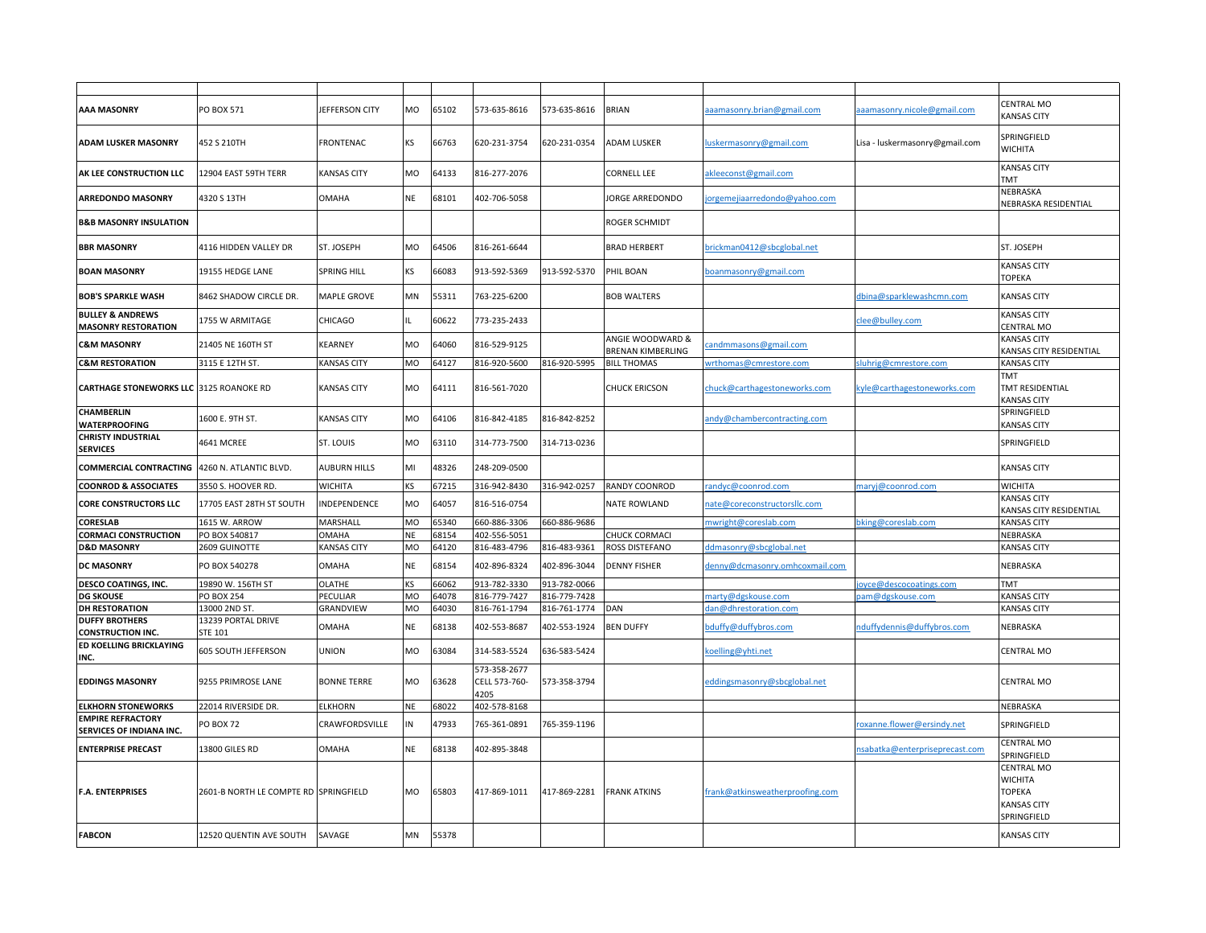| | | | | | | | | | | |
|---|---|---|---|---|---|---|---|---|---|---|
| **AAA MASONRY** | PO BOX 571 | JEFFERSON CITY | MO | 65102 | 573-635-8616 | 573-635-8616 | BRIAN | aaamasonry.brian@gmail.com | aaamasonry.nicole@gmail.com | CENTRAL MO<br>KANSAS CITY |
| **ADAM LUSKER MASONRY** | 452 S 210TH | FRONTENAC | KS | 66763 | 620-231-3754 | 620-231-0354 | ADAM LUSKER | luskermasonry@gmail.com | Lisa - luskermasonry@gmail.com | SPRINGFIELD<br>WICHITA |
| **AK LEE CONSTRUCTION LLC** | 12904 EAST 59TH TERR | KANSAS CITY | MO | 64133 | 816-277-2076 | | CORNELL LEE | akleeconst@gmail.com | | KANSAS CITY<br>TMT |
| **ARREDONDO MASONRY** | 4320 S 13TH | OMAHA | NE | 68101 | 402-706-5058 | | JORGE ARREDONDO | jorgemejiaarredondo@yahoo.com | | NEBRASKA<br>NEBRASKA RESIDENTIAL |
| **B&B MASONRY INSULATION** | | | | | | | ROGER SCHMIDT | | | |
| **BBR MASONRY** | 4116 HIDDEN VALLEY DR | ST. JOSEPH | MO | 64506 | 816-261-6644 | | BRAD HERBERT | brickman0412@sbcglobal.net | | ST. JOSEPH |
| **BOAN MASONRY** | 19155 HEDGE LANE | SPRING HILL | KS | 66083 | 913-592-5369 | 913-592-5370 | PHIL BOAN | boanmasonry@gmail.com | | KANSAS CITY<br>TOPEKA |
| **BOB'S SPARKLE WASH** | 8462 SHADOW CIRCLE DR. | MAPLE GROVE | MN | 55311 | 763-225-6200 | | BOB WALTERS | | dbina@sparklewashcmn.com | KANSAS CITY |
| **BULLEY & ANDREWS MASONRY RESTORATION** | 1755 W ARMITAGE | CHICAGO | IL | 60622 | 773-235-2433 | | | | clee@bulley.com | KANSAS CITY<br>CENTRAL MO |
| **C&M MASONRY** | 21405 NE 160TH ST | KEARNEY | MO | 64060 | 816-529-9125 | | ANGIE WOODWARD & BRENAN KIMBERLING | candmmasons@gmail.com | | KANSAS CITY<br>KANSAS CITY RESIDENTIAL |
| **C&M RESTORATION** | 3115 E 12TH ST. | KANSAS CITY | MO | 64127 | 816-920-5600 | 816-920-5995 | BILL THOMAS | wrthomas@cmrestore.com | sluhrig@cmrestore.com | KANSAS CITY |
| **CARTHAGE STONEWORKS LLC** | 3125 ROANOKE RD | KANSAS CITY | MO | 64111 | 816-561-7020 | | CHUCK ERICSON | chuck@carthagestoneworks.com | kyle@carthagestoneworks.com | TMT<br>TMT RESIDENTIAL<br>KANSAS CITY |
| **CHAMBERLIN WATERPROOFING** | 1600 E. 9TH ST. | KANSAS CITY | MO | 64106 | 816-842-4185 | 816-842-8252 | | andy@chambercontracting.com | | SPRINGFIELD<br>KANSAS CITY |
| **CHRISTY INDUSTRIAL SERVICES** | 4641 MCREE | ST. LOUIS | MO | 63110 | 314-773-7500 | 314-713-0236 | | | | SPRINGFIELD |
| **COMMERCIAL CONTRACTING** | 4260 N. ATLANTIC BLVD. | AUBURN HILLS | MI | 48326 | 248-209-0500 | | | | | KANSAS CITY |
| **COONROD & ASSOCIATES** | 3550 S. HOOVER RD. | WICHITA | KS | 67215 | 316-942-8430 | 316-942-0257 | RANDY COONROD | randyc@coonrod.com | maryj@coonrod.com | WICHITA |
| **CORE CONSTRUCTORS LLC** | 17705 EAST 28TH ST SOUTH | INDEPENDENCE | MO | 64057 | 816-516-0754 | | NATE ROWLAND | nate@coreconstructorsllc.com | | KANSAS CITY<br>KANSAS CITY RESIDENTIAL |
| **CORESLAB** | 1615 W. ARROW | MARSHALL | MO | 65340 | 660-886-3306 | 660-886-9686 | | mwright@coreslab.com | bking@coreslab.com | KANSAS CITY |
| **CORMACI CONSTRUCTION** | PO BOX 540817 | OMAHA | NE | 68154 | 402-556-5051 | | CHUCK CORMACI | | | NEBRASKA |
| **D&D MASONRY** | 2609 GUINOTTE | KANSAS CITY | MO | 64120 | 816-483-4796 | 816-483-9361 | ROSS DISTEFANO | ddmasonry@sbcglobal.net | | KANSAS CITY |
| **DC MASONRY** | PO BOX 540278 | OMAHA | NE | 68154 | 402-896-8324 | 402-896-3044 | DENNY FISHER | denny@dcmasonry.omhcoxmail.com | | NEBRASKA |
| **DESCO COATINGS, INC.** | 19890 W. 156TH ST | OLATHE | KS | 66062 | 913-782-3330 | 913-782-0066 | | | joyce@descocoatings.com | TMT |
| **DG SKOUSE** | PO BOX 254 | PECULIAR | MO | 64078 | 816-779-7427 | 816-779-7428 | | marty@dgskouse.com | pam@dgskouse.com | KANSAS CITY |
| **DH RESTORATION** | 13000 2ND ST. | GRANDVIEW | MO | 64030 | 816-761-1794 | 816-761-1774 | DAN | dan@dhrestoration.com | | KANSAS CITY |
| **DUFFY BROTHERS CONSTRUCTION INC.** | 13239 PORTAL DRIVE STE 101 | OMAHA | NE | 68138 | 402-553-8687 | 402-553-1924 | BEN DUFFY | bduffy@duffybros.com | nduffydennis@duffybros.com | NEBRASKA |
| **ED KOELLING BRICKLAYING INC.** | 605 SOUTH JEFFERSON | UNION | MO | 63084 | 314-583-5524 | 636-583-5424 | | koelling@yhti.net | | CENTRAL MO |
| **EDDINGS MASONRY** | 9255 PRIMROSE LANE | BONNE TERRE | MO | 63628 | 573-358-2677<br>CELL 573-760-4205 | 573-358-3794 | | eddingsmasonry@sbcglobal.net | | CENTRAL MO |
| **ELKHORN STONEWORKS** | 22014 RIVERSIDE DR. | ELKHORN | NE | 68022 | 402-578-8168 | | | | | NEBRASKA |
| **EMPIRE REFRACTORY SERVICES OF INDIANA INC.** | PO BOX 72 | CRAWFORDSVILLE | IN | 47933 | 765-361-0891 | 765-359-1196 | | | roxanne.flower@ersindy.net | SPRINGFIELD |
| **ENTERPRISE PRECAST** | 13800 GILES RD | OMAHA | NE | 68138 | 402-895-3848 | | | | nsabatka@enterpriseprecast.com | CENTRAL MO<br>SPRINGFIELD |
| **F.A. ENTERPRISES** | 2601-B NORTH LE COMPTE RD | SPRINGFIELD | MO | 65803 | 417-869-1011 | 417-869-2281 | FRANK ATKINS | frank@atkinsweatherproofing.com | | CENTRAL MO<br>WICHITA<br>TOPEKA<br>KANSAS CITY<br>SPRINGFIELD |
| **FABCON** | 12520 QUENTIN AVE SOUTH | SAVAGE | MN | 55378 | | | | | | KANSAS CITY |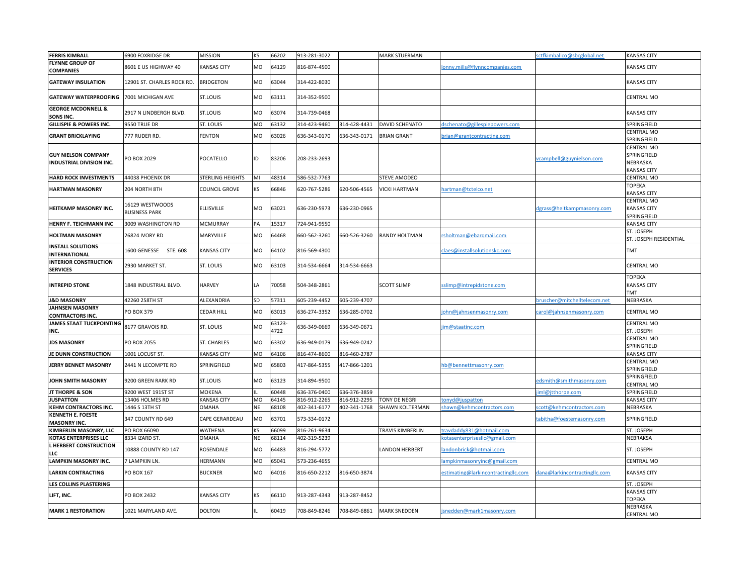| FERRIS KIMBALL | 6900 FOXRIDGE DR | MISSION | KS | 66202 | 913-281-3022 | | MARK STUERMAN | | sctfkimballco@sbcglobal.net | KANSAS CITY |
|---|---|---|---|---|---|---|---|---|---|---|
| FLYNNE GROUP OF COMPANIES | 8601 E US HIGHWAY 40 | KANSAS CITY | MO | 64129 | 816-874-4500 | | | lonny.mills@flynncompanies.com | | KANSAS CITY |
| GATEWAY INSULATION | 12901 ST. CHARLES ROCK RD. | BRIDGETON | MO | 63044 | 314-422-8030 | | | | | KANSAS CITY |
| GATEWAY WATERPROOFING | 7001 MICHIGAN AVE | ST.LOUIS | MO | 63111 | 314-352-9500 | | | | | CENTRAL MO |
| GEORGE MCDONNELL & SONS INC. | 2917 N LINDBERGH BLVD. | ST.LOUIS | MO | 63074 | 314-739-0468 | | | | | KANSAS CITY |
| GILLISPIE & POWERS INC. | 9550 TRUE DR | ST. LOUIS | MO | 63132 | 314-423-9460 | 314-428-4431 | DAVID SCHENATO | dschenato@gillespiepowers.com | | SPRINGFIELD |
| GRANT BRICKLAYING | 777 RUDER RD. | FENTON | MO | 63026 | 636-343-0170 | 636-343-0171 | BRIAN GRANT | brian@grantcontracting.com | | CENTRAL MO<br>SPRINGFIELD |
| GUY NIELSON COMPANY INDUSTRIAL DIVISION INC. | PO BOX 2029 | POCATELLO | ID | 83206 | 208-233-2693 | | | | vcampbell@guynielson.com | CENTRAL MO<br>SPRINGFIELD<br>NEBRASKA<br>KANSAS CITY |
| HARD ROCK INVESTMENTS | 44038 PHOENIX DR | STERLING HEIGHTS | MI | 48314 | 586-532-7763 | | STEVE AMODEO | | | CENTRAL MO |
| HARTMAN MASONRY | 204 NORTH 8TH | COUNCIL GROVE | KS | 66846 | 620-767-5286 | 620-506-4565 | VICKI HARTMAN | hartman@tctelco.net | | TOPEKA<br>KANSAS CITY |
| HEITKAMP MASONRY INC. | 16129 WESTWOODS BUSINESS PARK | ELLISVILLE | MO | 63021 | 636-230-5973 | 636-230-0965 | | | dgrass@heitkampmasonry.com | CENTRAL MO<br>KANSAS CITY<br>SPRINGFIELD |
| HENRY F. TEICHMANN INC | 3009 WASHINGTON RD | MCMURRAY | PA | 15317 | 724-941-9550 | | | | | KANSAS CITY |
| HOLTMAN MASONRY | 26824 IVORY RD | MARYVILLE | MO | 64468 | 660-562-3260 | 660-526-3260 | RANDY HOLTMAN | rsholtman@ebarqmail.com | | ST. JOSEPH<br>ST. JOSEPH RESIDENTIAL |
| INSTALL SOLUTIONS INTERNATIONAL | 1600 GENESSE STE. 608 | KANSAS CITY | MO | 64102 | 816-569-4300 | | | claes@installsolutionskc.com | | TMT |
| INTERIOR CONSTRUCTION SERVICES | 2930 MARKET ST. | ST. LOUIS | MO | 63103 | 314-534-6664 | 314-534-6663 | | | | CENTRAL MO |
| INTREPID STONE | 1848 INDUSTRIAL BLVD. | HARVEY | LA | 70058 | 504-348-2861 | | SCOTT SLIMP | sslimp@intrepidstone.com | | TOPEKA<br>KANSAS CITY<br>TMT |
| J&D MASONRY | 42260 258TH ST | ALEXANDRIA | SD | 57311 | 605-239-4452 | 605-239-4707 | | | bruscher@mitchelltelecom.net | NEBRASKA |
| JAHNSEN MASONRY CONTRACTORS INC. | PO BOX 379 | CEDAR HILL | MO | 63013 | 636-274-3352 | 636-285-0702 | | john@jahnsenmasonry.com | carol@jahnsenmasonry.com | CENTRAL MO |
| JAMES STAAT TUCKPOINTING INC. | 8177 GRAVOIS RD. | ST. LOUIS | MO | 63123-4722 | 636-349-0669 | 636-349-0671 | | jim@staatinc.com | | CENTRAL MO<br>ST. JOSEPH |
| JDS MASONRY | PO BOX 2055 | ST. CHARLES | MO | 63302 | 636-949-0179 | 636-949-0242 | | | | CENTRAL MO<br>SPRINGFIELD |
| JE DUNN CONSTRUCTION | 1001 LOCUST ST. | KANSAS CITY | MO | 64106 | 816-474-8600 | 816-460-2787 | | | | KANSAS CITY |
| JERRY BENNET MASONRY | 2441 N LECOMPTE RD | SPRINGFIELD | MO | 65803 | 417-864-5355 | 417-866-1201 | | hb@bennettmasonry.com | | CENTRAL MO<br>SPRINGFIELD |
| JOHN SMITH MASONRY | 9200 GREEN RARK RD | ST.LOUIS | MO | 63123 | 314-894-9500 | | | | edsmith@smithmasonry.com | SPRINGFIELD<br>CENTRAL MO |
| JT THORPE & SON | 9200 WEST 191ST ST | MOKENA | IL | 60448 | 636-376-0400 | 636-376-3859 | | | jiml@jtthorpe.com | SPRINGFIELD |
| JUSPATTON | 13406 HOLMES RD | KANSAS CITY | MO | 64145 | 816-912-2265 | 816-912-2295 | TONY DE NEGRI | tonyd@juspatton | | KANSAS CITY |
| KEHM CONTRACTORS INC. | 1446 S 13TH ST | OMAHA | NE | 68108 | 402-341-6177 | 402-341-1768 | SHAWN KOLTERMAN | shawn@kehmcontractors.com | scott@kehmcontractors.com | NEBRASKA |
| KENNETH E. FOESTE MASONRY INC. | 347 COUNTY RD 649 | CAPE GERARDEAU | MO | 63701 | 573-334-0172 | | | | tabitha@foestemasonry.com | SPRINGFIELD |
| KIMBERLIN MASONRY, LLC | PO BOX 66090 | WATHENA | KS | 66099 | 816-261-9634 | | TRAVIS KIMBERLIN | travdaddy831@hotmail.com | | ST. JOSEPH |
| KOTAS ENTERPRISES LLC | 8334 IZARD ST. | OMAHA | NE | 68114 | 402-319-5239 | | | kotasenterprisesllc@gmail.com | | NEBRAKSA |
| L HERBERT CONSTRUCTION LLC | 10888 COUNTY RD 147 | ROSENDALE | MO | 64483 | 816-294-5772 | | LANDON HERBERT | landonbrick@hotmail.com | | ST. JOSEPH |
| LAMPKIN MASONRY INC. | 7 LAMPKIN LN. | HERMANN | MO | 65041 | 573-236-4655 | | | lampkinmasonryinc@gmail.com | | CENTRAL MO |
| LARKIN CONTRACTING | PO BOX 167 | BUCKNER | MO | 64016 | 816-650-2212 | 816-650-3874 | | estimating@larkincontractingllc.com | dana@larkincontractingllc.com | KANSAS CITY |
| LES COLLINS PLASTERING | | | | | | | | | | ST. JOSEPH |
| LIFT, INC. | PO BOX 2432 | KANSAS CITY | KS | 66110 | 913-287-4343 | 913-287-8452 | | | | KANSAS CITY<br>TOPEKA |
| MARK 1 RESTORATION | 1021 MARYLAND AVE. | DOLTON | IL | 60419 | 708-849-8246 | 708-849-6861 | MARK SNEDDEN | jsnedden@mark1masonry.com | | NEBRASKA<br>CENTRAL MO |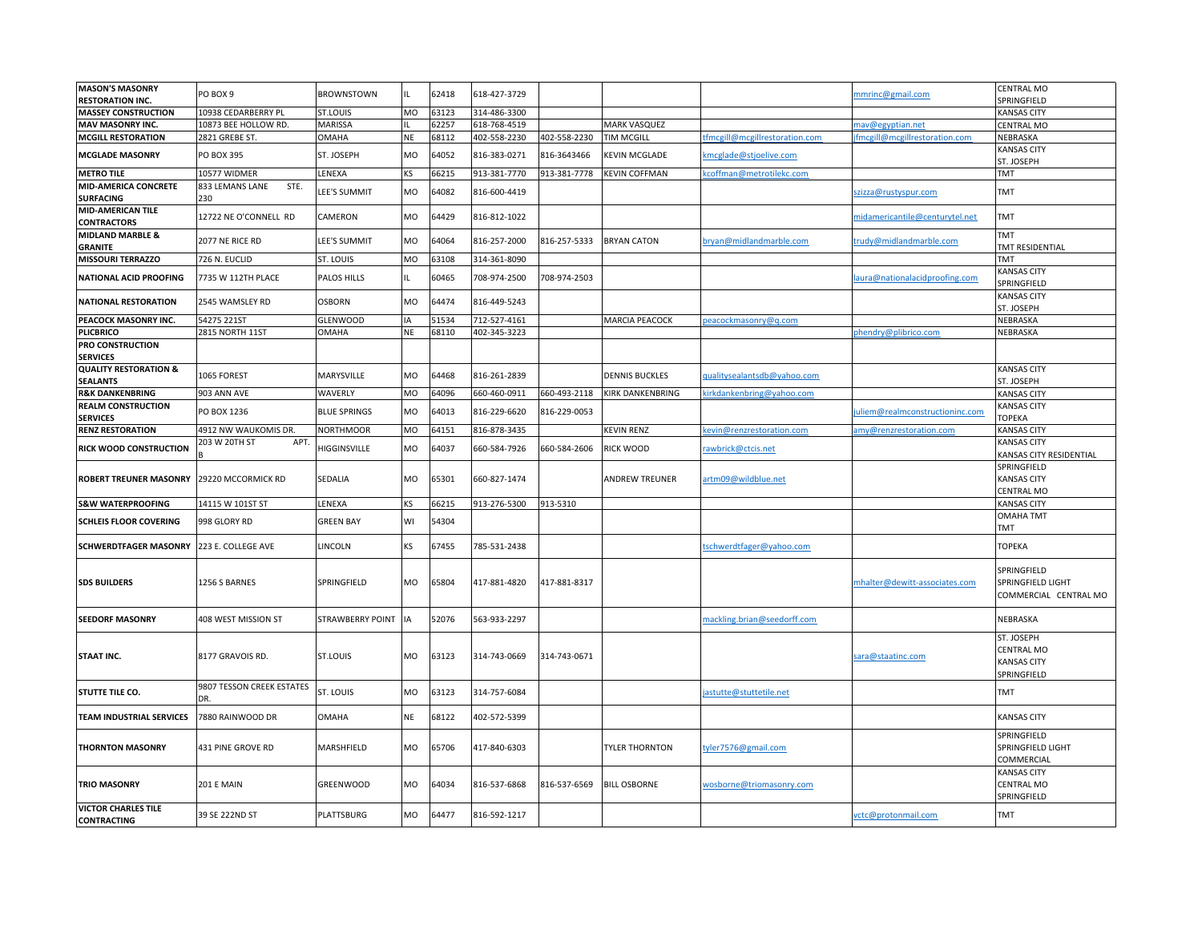| | | | | | | | | | | |
|---|---|---|---|---|---|---|---|---|---|---|
| **MASON'S MASONRY RESTORATION INC.** | PO BOX 9 | BROWNSTOWN | IL | 62418 | 618-427-3729 | | | | mmrinc@gmail.com | CENTRAL MO SPRINGFIELD |
| **MASSEY CONSTRUCTION** | 10938 CEDARBERRY PL | ST.LOUIS | MO | 63123 | 314-486-3300 | | | | | KANSAS CITY |
| **MAV MASONRY INC.** | 10873 BEE HOLLOW RD. | MARISSA | IL | 62257 | 618-768-4519 | | MARK VASQUEZ | | mav@egyptian.net | CENTRAL MO |
| **MCGILL RESTORATION** | 2821 GREBE ST. | OMAHA | NE | 68112 | 402-558-2230 | 402-558-2230 | TIM MCGILL | tfmcgill@mcgillrestoration.com | jfmcgill@mcgillrestoration.com | NEBRASKA |
| **MCGLADE MASONRY** | PO BOX 395 | ST. JOSEPH | MO | 64052 | 816-383-0271 | 816-3643466 | KEVIN MCGLADE | kmcglade@stjoelive.com | | KANSAS CITY ST. JOSEPH |
| **METRO TILE** | 10577 WIDMER | LENEXA | KS | 66215 | 913-381-7770 | 913-381-7778 | KEVIN COFFMAN | kcoffman@metrotilekc.com | | TMT |
| **MID-AMERICA CONCRETE SURFACING** | 833 LEMANS LANE STE. 230 | LEE'S SUMMIT | MO | 64082 | 816-600-4419 | | | | szizza@rustyspur.com | TMT |
| **MID-AMERICAN TILE CONTRACTORS** | 12722 NE O'CONNELL RD | CAMERON | MO | 64429 | 816-812-1022 | | | | midamericantile@centurytel.net | TMT |
| **MIDLAND MARBLE & GRANITE** | 2077 NE RICE RD | LEE'S SUMMIT | MO | 64064 | 816-257-2000 | 816-257-5333 | BRYAN CATON | bryan@midlandmarble.com | trudy@midlandmarble.com | TMT TMT RESIDENTIAL |
| **MISSOURI TERRAZZO** | 726 N. EUCLID | ST. LOUIS | MO | 63108 | 314-361-8090 | | | | | TMT |
| **NATIONAL ACID PROOFING** | 7735 W 112TH PLACE | PALOS HILLS | IL | 60465 | 708-974-2500 | 708-974-2503 | | | laura@nationalacidproofing.com | KANSAS CITY SPRINGFIELD |
| **NATIONAL RESTORATION** | 2545 WAMSLEY RD | OSBORN | MO | 64474 | 816-449-5243 | | | | | KANSAS CITY ST. JOSEPH |
| **PEACOCK MASONRY INC.** | 54275 221ST | GLENWOOD | IA | 51534 | 712-527-4161 | | MARCIA PEACOCK | peacockmasonry@q.com | | NEBRASKA |
| **PLICBRICO** | 2815 NORTH 11ST | OMAHA | NE | 68110 | 402-345-3223 | | | | phendry@plibrico.com | NEBRASKA |
| **PRO CONSTRUCTION SERVICES** | | | | | | | | | | |
| **QUALITY RESTORATION & SEALANTS** | 1065 FOREST | MARYSVILLE | MO | 64468 | 816-261-2839 | | DENNIS BUCKLES | qualitysealantsdb@yahoo.com | | KANSAS CITY ST. JOSEPH |
| **R&K DANKENBRING** | 903 ANN AVE | WAVERLY | MO | 64096 | 660-460-0911 | 660-493-2118 | KIRK DANKENBRING | kirkdankenbring@yahoo.com | | KANSAS CITY |
| **REALM CONSTRUCTION SERVICES** | PO BOX 1236 | BLUE SPRINGS | MO | 64013 | 816-229-6620 | 816-229-0053 | | | juliem@realmconstructioninc.com | KANSAS CITY TOPEKA |
| **RENZ RESTORATION** | 4912 NW WAUKOMIS DR. | NORTHMOOR | MO | 64151 | 816-878-3435 | | KEVIN RENZ | kevin@renzrestoration.com | amy@renzrestoration.com | KANSAS CITY |
| **RICK WOOD CONSTRUCTION** | 203 W 20TH ST APT. B | HIGGINSVILLE | MO | 64037 | 660-584-7926 | 660-584-2606 | RICK WOOD | rawbrick@ctcis.net | | KANSAS CITY KANSAS CITY RESIDENTIAL |
| **ROBERT TREUNER MASONRY** | 29220 MCCORMICK RD | SEDALIA | MO | 65301 | 660-827-1474 | | ANDREW TREUNER | artm09@wildblue.net | | SPRINGFIELD KANSAS CITY CENTRAL MO |
| **S&W WATERPROOFING** | 14115 W 101ST ST | LENEXA | KS | 66215 | 913-276-5300 | 913-5310 | | | | KANSAS CITY |
| **SCHLEIS FLOOR COVERING** | 998 GLORY RD | GREEN BAY | WI | 54304 | | | | | | OMAHA TMT TMT |
| **SCHWERDTFAGER MASONRY** | 223 E. COLLEGE AVE | LINCOLN | KS | 67455 | 785-531-2438 | | | tschwerdtfager@yahoo.com | | TOPEKA |
| **SDS BUILDERS** | 1256 S BARNES | SPRINGFIELD | MO | 65804 | 417-881-4820 | 417-881-8317 | | | mhalter@dewitt-associates.com | SPRINGFIELD SPRINGFIELD LIGHT COMMERCIAL CENTRAL MO |
| **SEEDORF MASONRY** | 408 WEST MISSION ST | STRAWBERRY POINT | IA | 52076 | 563-933-2297 | | | mackling.brian@seedorff.com | | NEBRASKA |
| **STAAT INC.** | 8177 GRAVOIS RD. | ST.LOUIS | MO | 63123 | 314-743-0669 | 314-743-0671 | | | sara@staatinc.com | ST. JOSEPH CENTRAL MO KANSAS CITY SPRINGFIELD |
| **STUTTE TILE CO.** | 9807 TESSON CREEK ESTATES DR. | ST. LOUIS | MO | 63123 | 314-757-6084 | | | jastutte@stuttetile.net | | TMT |
| **TEAM INDUSTRIAL SERVICES** | 7880 RAINWOOD DR | OMAHA | NE | 68122 | 402-572-5399 | | | | | KANSAS CITY |
| **THORNTON MASONRY** | 431 PINE GROVE RD | MARSHFIELD | MO | 65706 | 417-840-6303 | | TYLER THORNTON | tyler7576@gmail.com | | SPRINGFIELD SPRINGFIELD LIGHT COMMERCIAL |
| **TRIO MASONRY** | 201 E MAIN | GREENWOOD | MO | 64034 | 816-537-6868 | 816-537-6569 | BILL OSBORNE | wosborne@triomasonry.com | | KANSAS CITY CENTRAL MO SPRINGFIELD |
| **VICTOR CHARLES TILE CONTRACTING** | 39 SE 222ND ST | PLATTSBURG | MO | 64477 | 816-592-1217 | | | | vctc@protonmail.com | TMT |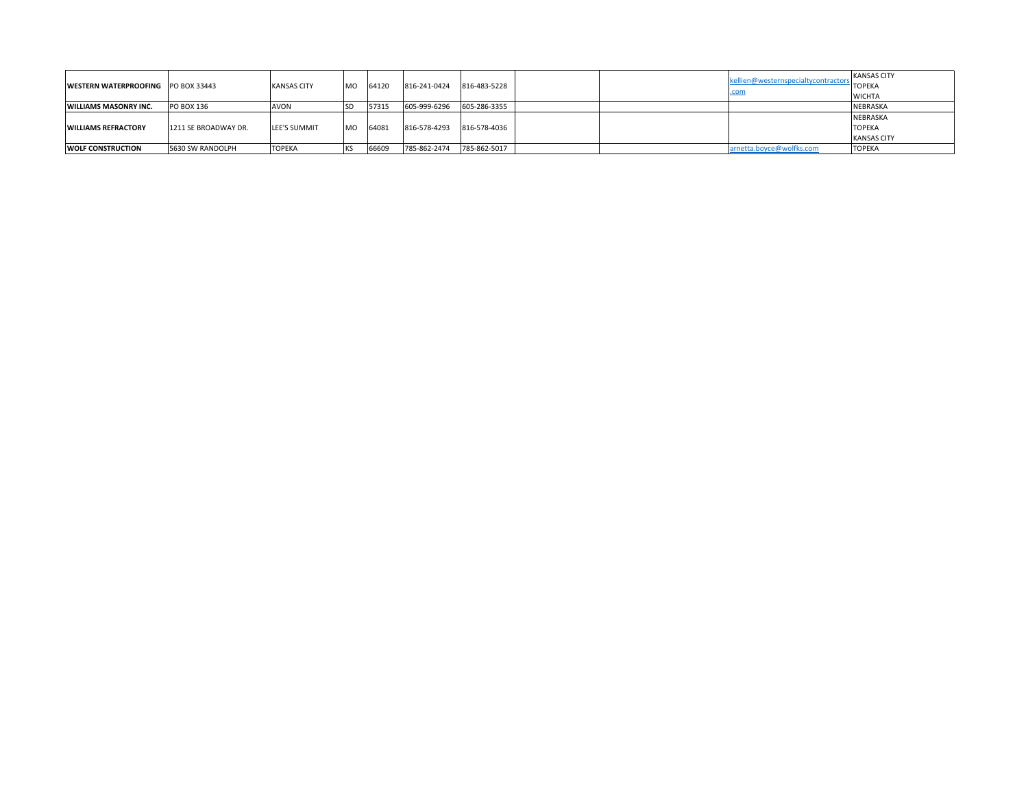| | | | | | | | | | | |
|---|---|---|---|---|---|---|---|---|---|---|
| **WESTERN WATERPROOFING** | PO BOX 33443 | KANSAS CITY | MO | 64120 | 816-241-0424 | 816-483-5228 | | | kellien@westernspecialtycontractors.com | KANSAS CITY<br>TOPEKA<br>WICHTA |
| **WILLIAMS MASONRY INC.** | PO BOX 136 | AVON | SD | 57315 | 605-999-6296 | 605-286-3355 | | | | NEBRASKA |
| **WILLIAMS REFRACTORY** | 1211 SE BROADWAY DR. | LEE'S SUMMIT | MO | 64081 | 816-578-4293 | 816-578-4036 | | | | NEBRASKA<br>TOPEKA<br>KANSAS CITY |
| **WOLF CONSTRUCTION** | 5630 SW RANDOLPH | TOPEKA | KS | 66609 | 785-862-2474 | 785-862-5017 | | | arnetta.boyce@wolfks.com | TOPEKA |